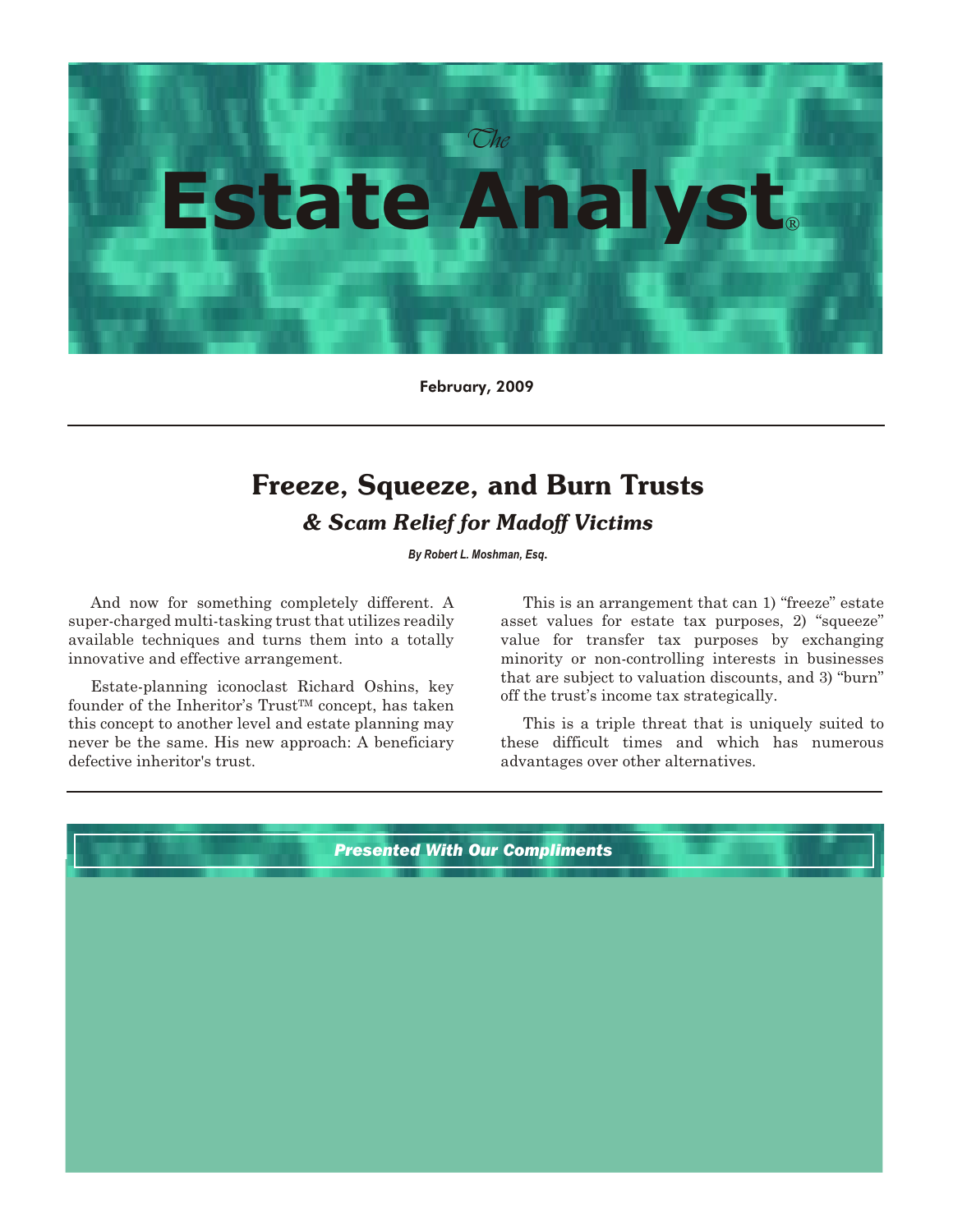# *The* Estate Analyst®

February, 2009

## Freeze, Squeeze, and Burn Trusts

### *& Scam Relief for Madoff Victims*

***By Robert L. Moshman, Esq.***

And now for something completely different. A super-charged multi-tasking trust that utilizes readily available techniques and turns them into a totally innovative and effective arrangement.

Estate-planning iconoclast Richard Oshins, key founder of the Inheritor's Trust™ concept, has taken this concept to another level and estate planning may never be the same. His new approach: A beneficiary defective inheritor's trust.

This is an arrangement that can 1) "freeze" estate asset values for estate tax purposes, 2) "squeeze" value for transfer tax purposes by exchanging minority or non-controlling interests in businesses that are subject to valuation discounts, and 3) "burn" off the trust's income tax strategically.

This is a triple threat that is uniquely suited to these difficult times and which has numerous advantages over other alternatives.

***Presented With Our Compliments***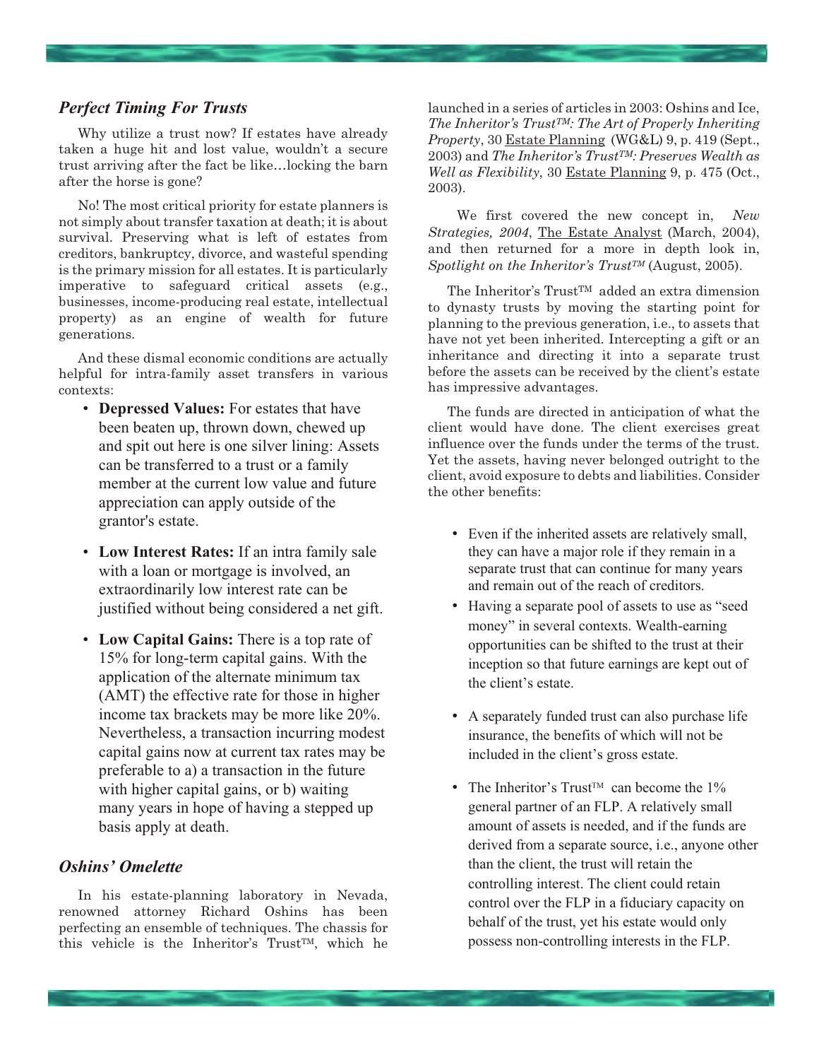### *Perfect Timing For Trusts*

Why utilize a trust now? If estates have already taken a huge hit and lost value, wouldn't a secure trust arriving after the fact be like…locking the barn after the horse is gone?

No! The most critical priority for estate planners is not simply about transfer taxation at death; it is about survival. Preserving what is left of estates from creditors, bankruptcy, divorce, and wasteful spending is the primary mission for all estates. It is particularly imperative to safeguard critical assets (e.g., businesses, income-producing real estate, intellectual property) as an engine of wealth for future generations.

And these dismal economic conditions are actually helpful for intra-family asset transfers in various contexts:

- **Depressed Values:** For estates that have been beaten up, thrown down, chewed up and spit out here is one silver lining: Assets can be transferred to a trust or a family member at the current low value and future appreciation can apply outside of the grantor's estate.
- **Low Interest Rates:** If an intra family sale with a loan or mortgage is involved, an extraordinarily low interest rate can be justified without being considered a net gift.
- **Low Capital Gains:** There is a top rate of 15% for long-term capital gains. With the application of the alternate minimum tax (AMT) the effective rate for those in higher income tax brackets may be more like 20%. Nevertheless, a transaction incurring modest capital gains now at current tax rates may be preferable to a) a transaction in the future with higher capital gains, or b) waiting many years in hope of having a stepped up basis apply at death.

### *Oshins' Omelette*

In his estate-planning laboratory in Nevada, renowned attorney Richard Oshins has been perfecting an ensemble of techniques. The chassis for this vehicle is the Inheritor's Trust™, which he launched in a series of articles in 2003: Oshins and Ice, *The Inheritor's Trust™: The Art of Properly Inheriting Property*, 30 Estate Planning (WG&L) 9, p. 419 (Sept., 2003) and *The Inheritor's Trust™: Preserves Wealth as Well as Flexibility*, 30 Estate Planning 9, p. 475 (Oct., 2003).

We first covered the new concept in, *New Strategies, 2004*, The Estate Analyst (March, 2004), and then returned for a more in depth look in, *Spotlight on the Inheritor's Trust™* (August, 2005).

The Inheritor's Trust™ added an extra dimension to dynasty trusts by moving the starting point for planning to the previous generation, i.e., to assets that have not yet been inherited. Intercepting a gift or an inheritance and directing it into a separate trust before the assets can be received by the client's estate has impressive advantages.

The funds are directed in anticipation of what the client would have done. The client exercises great influence over the funds under the terms of the trust. Yet the assets, having never belonged outright to the client, avoid exposure to debts and liabilities. Consider the other benefits:

- Even if the inherited assets are relatively small, they can have a major role if they remain in a separate trust that can continue for many years and remain out of the reach of creditors.
- Having a separate pool of assets to use as "seed money" in several contexts. Wealth-earning opportunities can be shifted to the trust at their inception so that future earnings are kept out of the client's estate.
- A separately funded trust can also purchase life insurance, the benefits of which will not be included in the client's gross estate.
- The Inheritor's Trust™ can become the 1% general partner of an FLP. A relatively small amount of assets is needed, and if the funds are derived from a separate source, i.e., anyone other than the client, the trust will retain the controlling interest. The client could retain control over the FLP in a fiduciary capacity on behalf of the trust, yet his estate would only possess non-controlling interests in the FLP.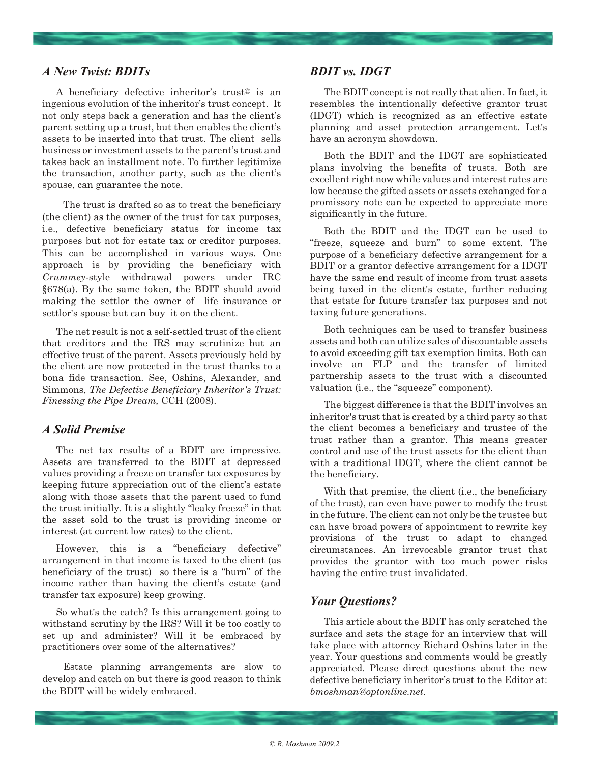### *A New Twist: BDITs*

A beneficiary defective inheritor's trust© is an ingenious evolution of the inheritor's trust concept. It not only steps back a generation and has the client's parent setting up a trust, but then enables the client's assets to be inserted into that trust. The client sells business or investment assets to the parent's trust and takes back an installment note. To further legitimize the transaction, another party, such as the client's spouse, can guarantee the note.

The trust is drafted so as to treat the beneficiary (the client) as the owner of the trust for tax purposes, i.e., defective beneficiary status for income tax purposes but not for estate tax or creditor purposes. This can be accomplished in various ways. One approach is by providing the beneficiary with *Crummey*-style withdrawal powers under IRC §678(a). By the same token, the BDIT should avoid making the settlor the owner of life insurance or settlor's spouse but can buy it on the client.

The net result is not a self-settled trust of the client that creditors and the IRS may scrutinize but an effective trust of the parent. Assets previously held by the client are now protected in the trust thanks to a bona fide transaction. See, Oshins, Alexander, and Simmons, *The Defective Beneficiary Inheritor's Trust: Finessing the Pipe Dream,* CCH (2008).

### *A Solid Premise*

The net tax results of a BDIT are impressive. Assets are transferred to the BDIT at depressed values providing a freeze on transfer tax exposures by keeping future appreciation out of the client's estate along with those assets that the parent used to fund the trust initially. It is a slightly "leaky freeze" in that the asset sold to the trust is providing income or interest (at current low rates) to the client.

However, this is a "beneficiary defective" arrangement in that income is taxed to the client (as beneficiary of the trust) so there is a "burn" of the income rather than having the client's estate (and transfer tax exposure) keep growing.

So what's the catch? Is this arrangement going to withstand scrutiny by the IRS? Will it be too costly to set up and administer? Will it be embraced by practitioners over some of the alternatives?

Estate planning arrangements are slow to develop and catch on but there is good reason to think the BDIT will be widely embraced.

### *BDIT vs. IDGT*

The BDIT concept is not really that alien. In fact, it resembles the intentionally defective grantor trust (IDGT) which is recognized as an effective estate planning and asset protection arrangement. Let's have an acronym showdown.

Both the BDIT and the IDGT are sophisticated plans involving the benefits of trusts. Both are excellent right now while values and interest rates are low because the gifted assets or assets exchanged for a promissory note can be expected to appreciate more significantly in the future.

Both the BDIT and the IDGT can be used to "freeze, squeeze and burn" to some extent. The purpose of a beneficiary defective arrangement for a BDIT or a grantor defective arrangement for a IDGT have the same end result of income from trust assets being taxed in the client's estate, further reducing that estate for future transfer tax purposes and not taxing future generations.

Both techniques can be used to transfer business assets and both can utilize sales of discountable assets to avoid exceeding gift tax exemption limits. Both can involve an FLP and the transfer of limited partnership assets to the trust with a discounted valuation (i.e., the "squeeze" component).

The biggest difference is that the BDIT involves an inheritor's trust that is created by a third party so that the client becomes a beneficiary and trustee of the trust rather than a grantor. This means greater control and use of the trust assets for the client than with a traditional IDGT, where the client cannot be the beneficiary.

With that premise, the client (i.e., the beneficiary of the trust), can even have power to modify the trust in the future. The client can not only be the trustee but can have broad powers of appointment to rewrite key provisions of the trust to adapt to changed circumstances. An irrevocable grantor trust that provides the grantor with too much power risks having the entire trust invalidated.

### *Your Questions?*

This article about the BDIT has only scratched the surface and sets the stage for an interview that will take place with attorney Richard Oshins later in the year. Your questions and comments would be greatly appreciated. Please direct questions about the new defective beneficiary inheritor's trust to the Editor at: *bmoshman@optonline.net.*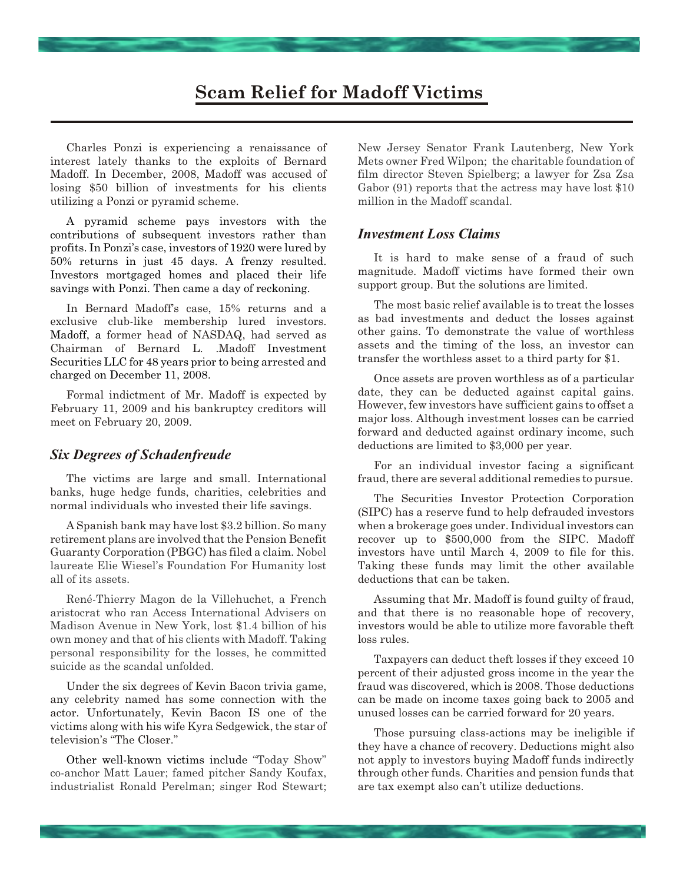# Scam Relief for Madoff Victims

Charles Ponzi is experiencing a renaissance of interest lately thanks to the exploits of Bernard Madoff. In December, 2008, Madoff was accused of losing $50 billion of investments for his clients utilizing a Ponzi or pyramid scheme.

A pyramid scheme pays investors with the contributions of subsequent investors rather than profits. In Ponzi's case, investors of 1920 were lured by 50% returns in just 45 days. A frenzy resulted. Investors mortgaged homes and placed their life savings with Ponzi. Then came a day of reckoning.

In Bernard Madoff's case, 15% returns and a exclusive club-like membership lured investors. Madoff, a former head of NASDAQ, had served as Chairman of Bernard L. .Madoff Investment Securities LLC for 48 years prior to being arrested and charged on December 11, 2008.

Formal indictment of Mr. Madoff is expected by February 11, 2009 and his bankruptcy creditors will meet on February 20, 2009.

## *Six Degrees of Schadenfreude*

The victims are large and small. International banks, huge hedge funds, charities, celebrities and normal individuals who invested their life savings.

A Spanish bank may have lost $3.2 billion. So many retirement plans are involved that the Pension Benefit Guaranty Corporation (PBGC) has filed a claim. Nobel laureate Elie Wiesel's Foundation For Humanity lost all of its assets.

René-Thierry Magon de la Villehuchet, a French aristocrat who ran Access International Advisers on Madison Avenue in New York, lost $1.4 billion of his own money and that of his clients with Madoff. Taking personal responsibility for the losses, he committed suicide as the scandal unfolded.

Under the six degrees of Kevin Bacon trivia game, any celebrity named has some connection with the actor. Unfortunately, Kevin Bacon IS one of the victims along with his wife Kyra Sedgewick, the star of television's "The Closer."

Other well-known victims include "Today Show" co-anchor Matt Lauer; famed pitcher Sandy Koufax, industrialist Ronald Perelman; singer Rod Stewart; New Jersey Senator Frank Lautenberg, New York Mets owner Fred Wilpon; the charitable foundation of film director Steven Spielberg; a lawyer for Zsa Zsa Gabor (91) reports that the actress may have lost $10 million in the Madoff scandal.

## *Investment Loss Claims*

It is hard to make sense of a fraud of such magnitude. Madoff victims have formed their own support group. But the solutions are limited.

The most basic relief available is to treat the losses as bad investments and deduct the losses against other gains. To demonstrate the value of worthless assets and the timing of the loss, an investor can transfer the worthless asset to a third party for $1.

Once assets are proven worthless as of a particular date, they can be deducted against capital gains. However, few investors have sufficient gains to offset a major loss. Although investment losses can be carried forward and deducted against ordinary income, such deductions are limited to $3,000 per year.

For an individual investor facing a significant fraud, there are several additional remedies to pursue.

The Securities Investor Protection Corporation (SIPC) has a reserve fund to help defrauded investors when a brokerage goes under. Individual investors can recover up to $500,000 from the SIPC. Madoff investors have until March 4, 2009 to file for this. Taking these funds may limit the other available deductions that can be taken.

Assuming that Mr. Madoff is found guilty of fraud, and that there is no reasonable hope of recovery, investors would be able to utilize more favorable theft loss rules.

Taxpayers can deduct theft losses if they exceed 10 percent of their adjusted gross income in the year the fraud was discovered, which is 2008. Those deductions can be made on income taxes going back to 2005 and unused losses can be carried forward for 20 years.

Those pursuing class-actions may be ineligible if they have a chance of recovery. Deductions might also not apply to investors buying Madoff funds indirectly through other funds. Charities and pension funds that are tax exempt also can't utilize deductions.